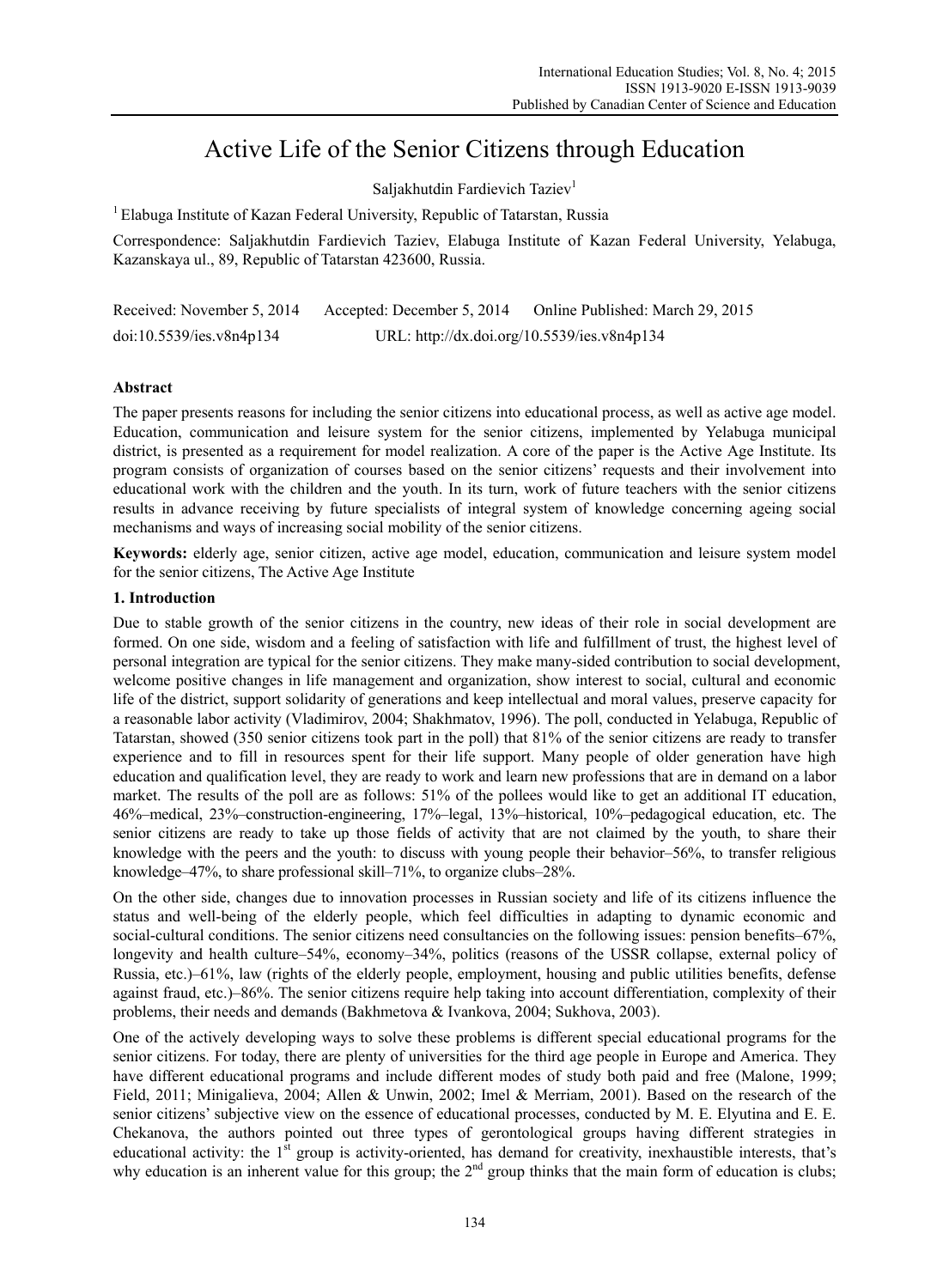# Active Life of the Senior Citizens through Education

Saljakhutdin Fardievich Taziev[1]

[1] Elabuga Institute of Kazan Federal University, Republic of Tatarstan, Russia

Correspondence: Saljakhutdin Fardievich Taziev, Elabuga Institute of Kazan Federal University, Yelabuga, Kazanskaya ul., 89, Republic of Tatarstan 423600, Russia.

Received: November 5, 2014 Accepted: December 5, 2014 Online Published: March 29, 2015

doi:10.5539/ies.v8n4p134 URL: http://dx.doi.org/10.5539/ies.v8n4p134

## Abstract

The paper presents reasons for including the senior citizens into educational process, as well as active age model. Education, communication and leisure system for the senior citizens, implemented by Yelabuga municipal district, is presented as a requirement for model realization. A core of the paper is the Active Age Institute. Its program consists of organization of courses based on the senior citizens' requests and their involvement into educational work with the children and the youth. In its turn, work of future teachers with the senior citizens results in advance receiving by future specialists of integral system of knowledge concerning ageing social mechanisms and ways of increasing social mobility of the senior citizens.

**Keywords:** elderly age, senior citizen, active age model, education, communication and leisure system model for the senior citizens, The Active Age Institute

## 1. Introduction

Due to stable growth of the senior citizens in the country, new ideas of their role in social development are formed. On one side, wisdom and a feeling of satisfaction with life and fulfillment of trust, the highest level of personal integration are typical for the senior citizens. They make many-sided contribution to social development, welcome positive changes in life management and organization, show interest to social, cultural and economic life of the district, support solidarity of generations and keep intellectual and moral values, preserve capacity for a reasonable labor activity (Vladimirov, 2004; Shakhmatov, 1996). The poll, conducted in Yelabuga, Republic of Tatarstan, showed (350 senior citizens took part in the poll) that 81% of the senior citizens are ready to transfer experience and to fill in resources spent for their life support. Many people of older generation have high education and qualification level, they are ready to work and learn new professions that are in demand on a labor market. The results of the poll are as follows: 51% of the pollees would like to get an additional IT education, 46%–medical, 23%–construction-engineering, 17%–legal, 13%–historical, 10%–pedagogical education, etc. The senior citizens are ready to take up those fields of activity that are not claimed by the youth, to share their knowledge with the peers and the youth: to discuss with young people their behavior–56%, to transfer religious knowledge–47%, to share professional skill–71%, to organize clubs–28%.

On the other side, changes due to innovation processes in Russian society and life of its citizens influence the status and well-being of the elderly people, which feel difficulties in adapting to dynamic economic and social-cultural conditions. The senior citizens need consultancies on the following issues: pension benefits–67%, longevity and health culture–54%, economy–34%, politics (reasons of the USSR collapse, external policy of Russia, etc.)–61%, law (rights of the elderly people, employment, housing and public utilities benefits, defense against fraud, etc.)–86%. The senior citizens require help taking into account differentiation, complexity of their problems, their needs and demands (Bakhmetova & Ivankova, 2004; Sukhova, 2003).

One of the actively developing ways to solve these problems is different special educational programs for the senior citizens. For today, there are plenty of universities for the third age people in Europe and America. They have different educational programs and include different modes of study both paid and free (Malone, 1999; Field, 2011; Minigalieva, 2004; Allen & Unwin, 2002; Imel & Merriam, 2001). Based on the research of the senior citizens' subjective view on the essence of educational processes, conducted by M. E. Elyutina and E. E. Chekanova, the authors pointed out three types of gerontological groups having different strategies in educational activity: the 1st group is activity-oriented, has demand for creativity, inexhaustible interests, that's why education is an inherent value for this group; the 2nd group thinks that the main form of education is clubs;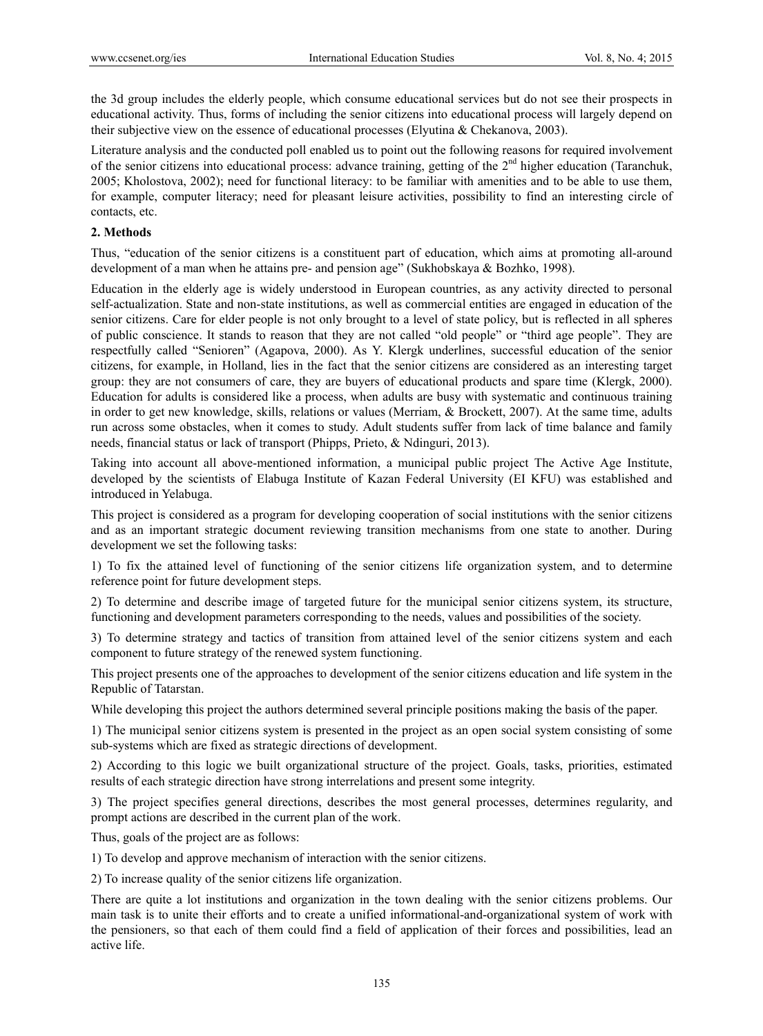the 3d group includes the elderly people, which consume educational services but do not see their prospects in educational activity. Thus, forms of including the senior citizens into educational process will largely depend on their subjective view on the essence of educational processes (Elyutina & Chekanova, 2003).

Literature analysis and the conducted poll enabled us to point out the following reasons for required involvement of the senior citizens into educational process: advance training, getting of the 2nd higher education (Taranchuk, 2005; Kholostova, 2002); need for functional literacy: to be familiar with amenities and to be able to use them, for example, computer literacy; need for pleasant leisure activities, possibility to find an interesting circle of contacts, etc.

## 2. Methods

Thus, "education of the senior citizens is a constituent part of education, which aims at promoting all-around development of a man when he attains pre- and pension age" (Sukhobskaya & Bozhko, 1998).

Education in the elderly age is widely understood in European countries, as any activity directed to personal self-actualization. State and non-state institutions, as well as commercial entities are engaged in education of the senior citizens. Care for elder people is not only brought to a level of state policy, but is reflected in all spheres of public conscience. It stands to reason that they are not called "old people" or "third age people". They are respectfully called "Senioren" (Agapova, 2000). As Y. Klergk underlines, successful education of the senior citizens, for example, in Holland, lies in the fact that the senior citizens are considered as an interesting target group: they are not consumers of care, they are buyers of educational products and spare time (Klergk, 2000). Education for adults is considered like a process, when adults are busy with systematic and continuous training in order to get new knowledge, skills, relations or values (Merriam, & Brockett, 2007). At the same time, adults run across some obstacles, when it comes to study. Adult students suffer from lack of time balance and family needs, financial status or lack of transport (Phipps, Prieto, & Ndinguri, 2013).

Taking into account all above-mentioned information, a municipal public project The Active Age Institute, developed by the scientists of Elabuga Institute of Kazan Federal University (EI KFU) was established and introduced in Yelabuga.

This project is considered as a program for developing cooperation of social institutions with the senior citizens and as an important strategic document reviewing transition mechanisms from one state to another. During development we set the following tasks:

1) To fix the attained level of functioning of the senior citizens life organization system, and to determine reference point for future development steps.

2) To determine and describe image of targeted future for the municipal senior citizens system, its structure, functioning and development parameters corresponding to the needs, values and possibilities of the society.

3) To determine strategy and tactics of transition from attained level of the senior citizens system and each component to future strategy of the renewed system functioning.

This project presents one of the approaches to development of the senior citizens education and life system in the Republic of Tatarstan.

While developing this project the authors determined several principle positions making the basis of the paper.

1) The municipal senior citizens system is presented in the project as an open social system consisting of some sub-systems which are fixed as strategic directions of development.

2) According to this logic we built organizational structure of the project. Goals, tasks, priorities, estimated results of each strategic direction have strong interrelations and present some integrity.

3) The project specifies general directions, describes the most general processes, determines regularity, and prompt actions are described in the current plan of the work.

Thus, goals of the project are as follows:

1) To develop and approve mechanism of interaction with the senior citizens.

2) To increase quality of the senior citizens life organization.

There are quite a lot institutions and organization in the town dealing with the senior citizens problems. Our main task is to unite their efforts and to create a unified informational-and-organizational system of work with the pensioners, so that each of them could find a field of application of their forces and possibilities, lead an active life.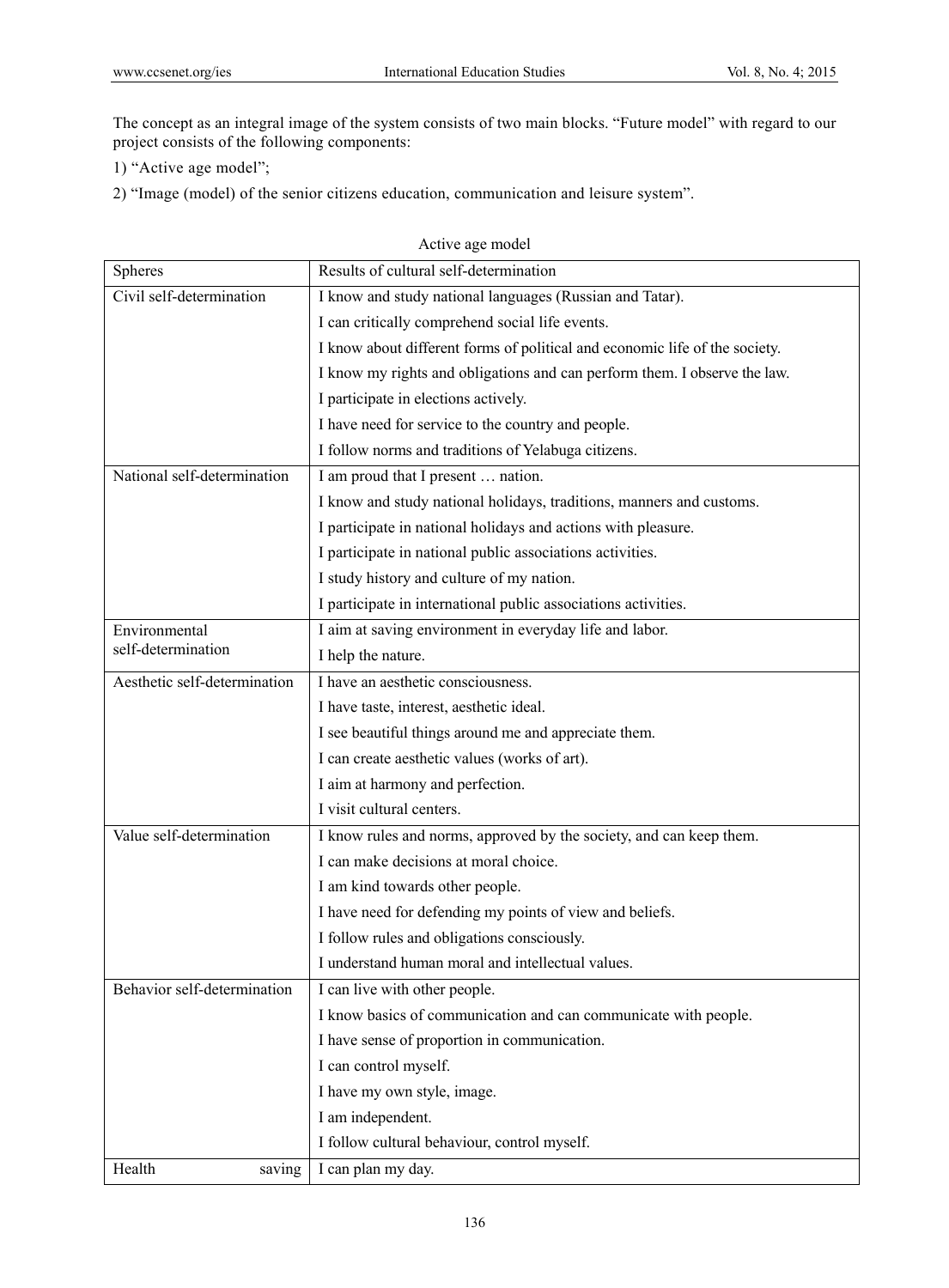The concept as an integral image of the system consists of two main blocks. “Future model” with regard to our project consists of the following components:

1) “Active age model”;

2) “Image (model) of the senior citizens education, communication and leisure system”.

Active age model

| Spheres | Results of cultural self-determination |
|---|---|
| Civil self-determination | I know and study national languages (Russian and Tatar). |
| | I can critically comprehend social life events. |
| | I know about different forms of political and economic life of the society. |
| | I know my rights and obligations and can perform them. I observe the law. |
| | I participate in elections actively. |
| | I have need for service to the country and people. |
| | I follow norms and traditions of Yelabuga citizens. |
| National self-determination | I am proud that I present … nation. |
| | I know and study national holidays, traditions, manners and customs. |
| | I participate in national holidays and actions with pleasure. |
| | I participate in national public associations activities. |
| | I study history and culture of my nation. |
| | I participate in international public associations activities. |
| Environmental self-determination | I aim at saving environment in everyday life and labor. |
| | I help the nature. |
| Aesthetic self-determination | I have an aesthetic consciousness. |
| | I have taste, interest, aesthetic ideal. |
| | I see beautiful things around me and appreciate them. |
| | I can create aesthetic values (works of art). |
| | I aim at harmony and perfection. |
| | I visit cultural centers. |
| Value self-determination | I know rules and norms, approved by the society, and can keep them. |
| | I can make decisions at moral choice. |
| | I am kind towards other people. |
| | I have need for defending my points of view and beliefs. |
| | I follow rules and obligations consciously. |
| | I understand human moral and intellectual values. |
| Behavior self-determination | I can live with other people. |
| | I know basics of communication and can communicate with people. |
| | I have sense of proportion in communication. |
| | I can control myself. |
| | I have my own style, image. |
| | I am independent. |
| | I follow cultural behaviour, control myself. |
| Health saving | I can plan my day. |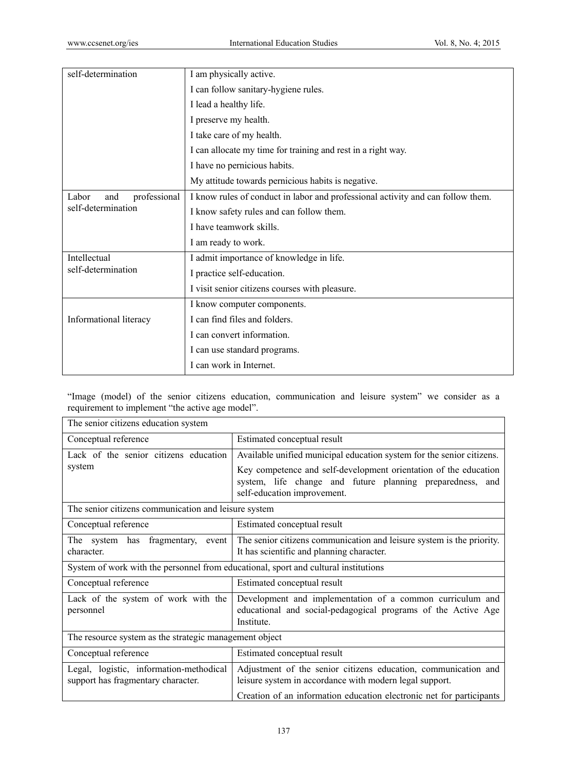| self-determination | I am physically active. |
|---|---|
| | I can follow sanitary-hygiene rules. |
| | I lead a healthy life. |
| | I preserve my health. |
| | I take care of my health. |
| | I can allocate my time for training and rest in a right way. |
| | I have no pernicious habits. |
| | My attitude towards pernicious habits is negative. |
| Labor and professional self-determination | I know rules of conduct in labor and professional activity and can follow them. |
| | I know safety rules and can follow them. |
| | I have teamwork skills. |
| | I am ready to work. |
| Intellectual self-determination | I admit importance of knowledge in life. |
| | I practice self-education. |
| | I visit senior citizens courses with pleasure. |
| Informational literacy | I know computer components. |
| | I can find files and folders. |
| | I can convert information. |
| | I can use standard programs. |
| | I can work in Internet. |

"Image (model) of the senior citizens education, communication and leisure system" we consider as a requirement to implement "the active age model".

| The senior citizens education system | |
|---|---|
| Conceptual reference | Estimated conceptual result |
| Lack of the senior citizens education system | Available unified municipal education system for the senior citizens. |
| | Key competence and self-development orientation of the education system, life change and future planning preparedness, and self-education improvement. |
| The senior citizens communication and leisure system | |
| Conceptual reference | Estimated conceptual result |
| The system has fragmentary, event character. | The senior citizens communication and leisure system is the priority. It has scientific and planning character. |
| System of work with the personnel from educational, sport and cultural institutions | |
| Conceptual reference | Estimated conceptual result |
| Lack of the system of work with the personnel | Development and implementation of a common curriculum and educational and social-pedagogical programs of the Active Age Institute. |
| The resource system as the strategic management object | |
| Conceptual reference | Estimated conceptual result |
| Legal, logistic, information-methodical support has fragmentary character. | Adjustment of the senior citizens education, communication and leisure system in accordance with modern legal support. |
| | Creation of an information education electronic net for participants |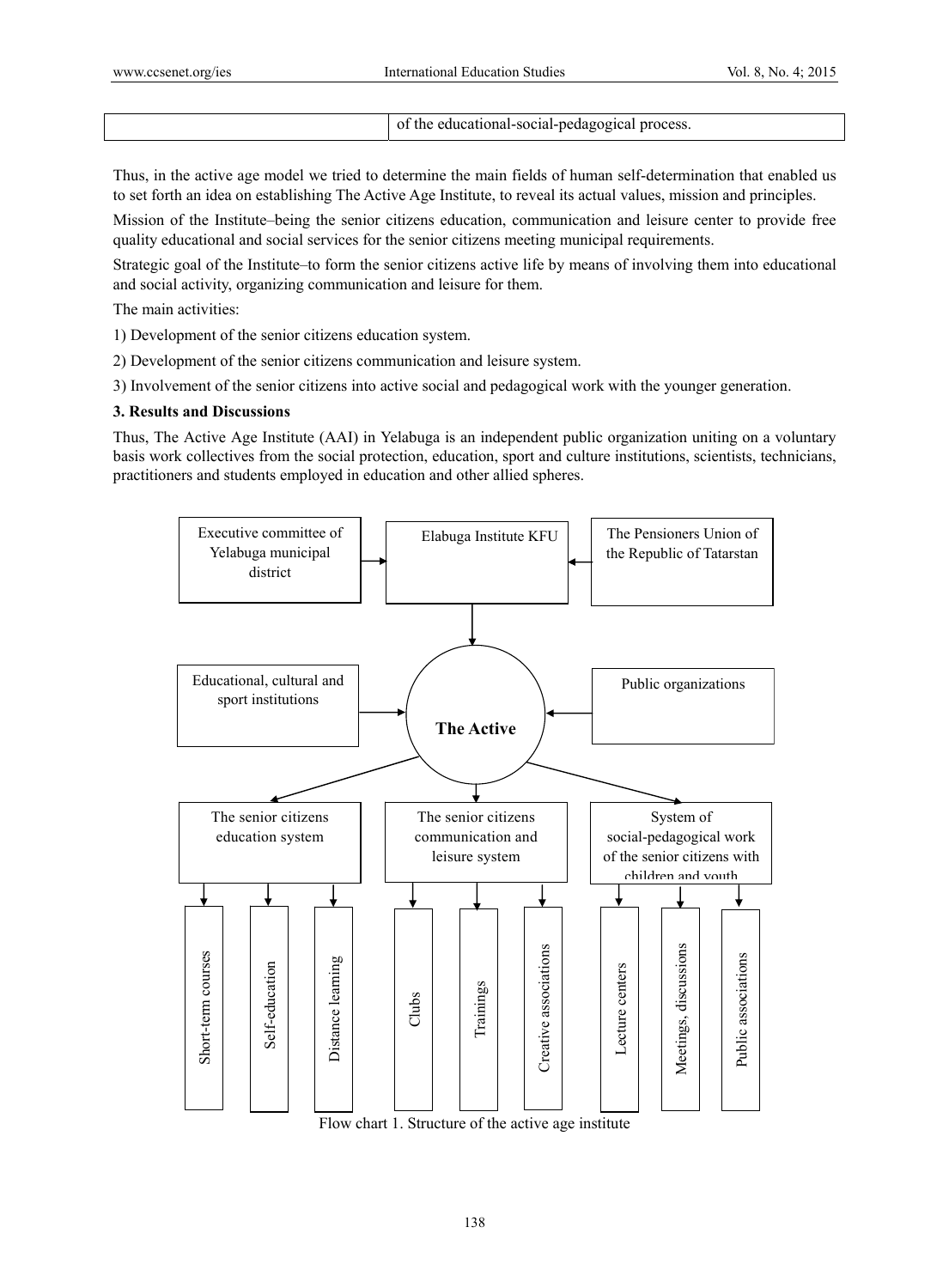| | of the educational-social-pedagogical process. |
|---|---|

Thus, in the active age model we tried to determine the main fields of human self-determination that enabled us to set forth an idea on establishing The Active Age Institute, to reveal its actual values, mission and principles.

Mission of the Institute–being the senior citizens education, communication and leisure center to provide free quality educational and social services for the senior citizens meeting municipal requirements.

Strategic goal of the Institute–to form the senior citizens active life by means of involving them into educational and social activity, organizing communication and leisure for them.

The main activities:

1) Development of the senior citizens education system.

2) Development of the senior citizens communication and leisure system.

3) Involvement of the senior citizens into active social and pedagogical work with the younger generation.

### 3. Results and Discussions

Thus, The Active Age Institute (AAI) in Yelabuga is an independent public organization uniting on a voluntary basis work collectives from the social protection, education, sport and culture institutions, scientists, technicians, practitioners and students employed in education and other allied spheres.

Executive committee of Yelabuga municipal district → Elabuga Institute KFU ← The Pensioners Union of the Republic of Tatarstan

Elabuga Institute KFU → The Active

Educational, cultural and sport institutions → The Active ← Public organizations

The Active → The senior citizens education system; The senior citizens communication and leisure system; System of social-pedagogical work of the senior citizens with children and youth

- The senior citizens education system: Short-term courses; Self-education; Distance learning
- The senior citizens communication and leisure system: Clubs; Trainings; Creative associations
- System of social-pedagogical work of the senior citizens with children and youth: Lecture centers; Meetings, discussions; Public associations

Flow chart 1. Structure of the active age institute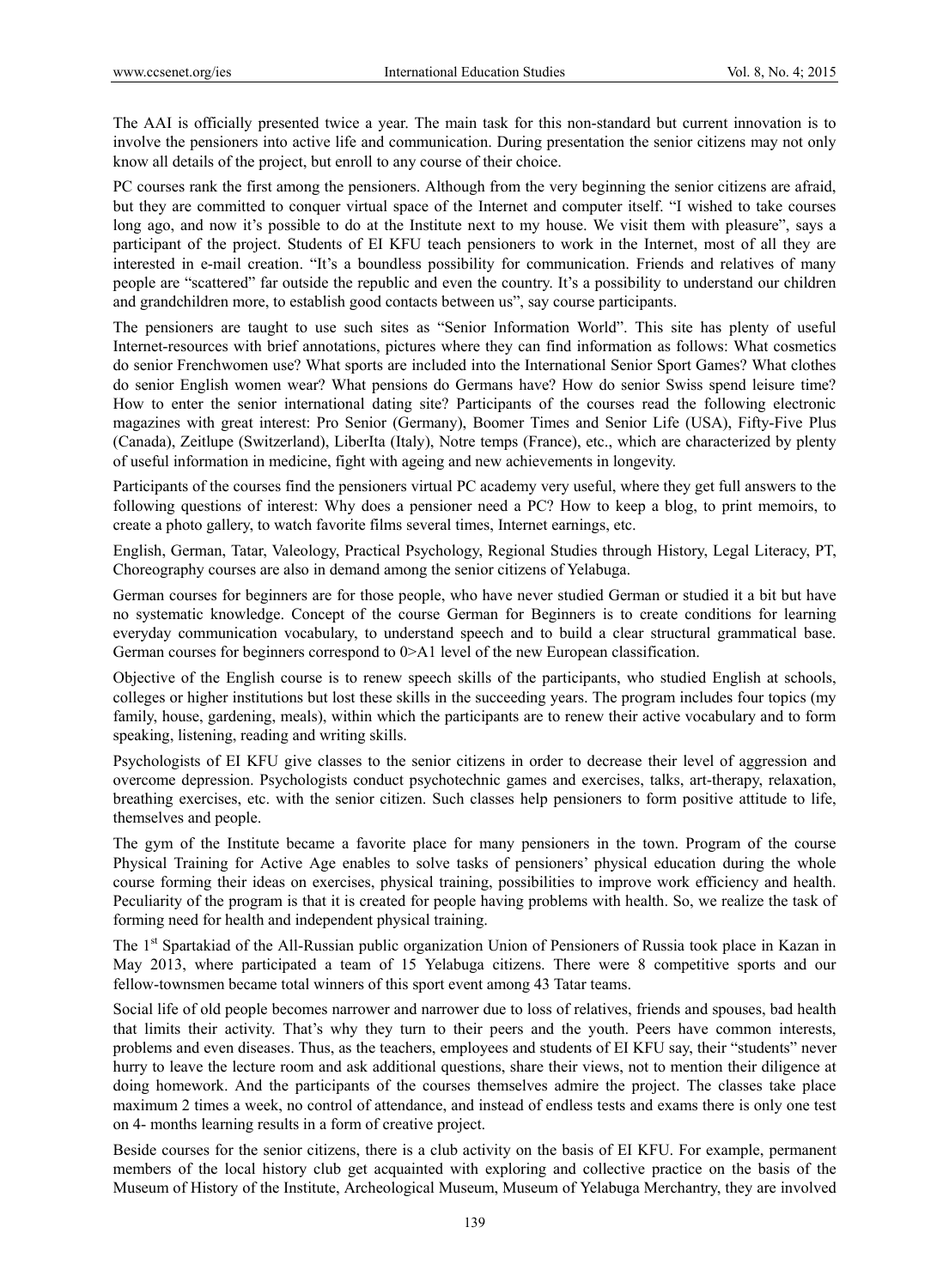The AAI is officially presented twice a year. The main task for this non-standard but current innovation is to involve the pensioners into active life and communication. During presentation the senior citizens may not only know all details of the project, but enroll to any course of their choice.

PC courses rank the first among the pensioners. Although from the very beginning the senior citizens are afraid, but they are committed to conquer virtual space of the Internet and computer itself. "I wished to take courses long ago, and now it's possible to do at the Institute next to my house. We visit them with pleasure", says a participant of the project. Students of EI KFU teach pensioners to work in the Internet, most of all they are interested in e-mail creation. "It's a boundless possibility for communication. Friends and relatives of many people are "scattered" far outside the republic and even the country. It's a possibility to understand our children and grandchildren more, to establish good contacts between us", say course participants.

The pensioners are taught to use such sites as "Senior Information World". This site has plenty of useful Internet-resources with brief annotations, pictures where they can find information as follows: What cosmetics do senior Frenchwomen use? What sports are included into the International Senior Sport Games? What clothes do senior English women wear? What pensions do Germans have? How do senior Swiss spend leisure time? How to enter the senior international dating site? Participants of the courses read the following electronic magazines with great interest: Pro Senior (Germany), Boomer Times and Senior Life (USA), Fifty-Five Plus (Canada), Zeitlupe (Switzerland), LiberIta (Italy), Notre temps (France), etc., which are characterized by plenty of useful information in medicine, fight with ageing and new achievements in longevity.

Participants of the courses find the pensioners virtual PC academy very useful, where they get full answers to the following questions of interest: Why does a pensioner need a PC? How to keep a blog, to print memoirs, to create a photo gallery, to watch favorite films several times, Internet earnings, etc.

English, German, Tatar, Valeology, Practical Psychology, Regional Studies through History, Legal Literacy, PT, Choreography courses are also in demand among the senior citizens of Yelabuga.

German courses for beginners are for those people, who have never studied German or studied it a bit but have no systematic knowledge. Concept of the course German for Beginners is to create conditions for learning everyday communication vocabulary, to understand speech and to build a clear structural grammatical base. German courses for beginners correspond to 0>A1 level of the new European classification.

Objective of the English course is to renew speech skills of the participants, who studied English at schools, colleges or higher institutions but lost these skills in the succeeding years. The program includes four topics (my family, house, gardening, meals), within which the participants are to renew their active vocabulary and to form speaking, listening, reading and writing skills.

Psychologists of EI KFU give classes to the senior citizens in order to decrease their level of aggression and overcome depression. Psychologists conduct psychotechnic games and exercises, talks, art-therapy, relaxation, breathing exercises, etc. with the senior citizen. Such classes help pensioners to form positive attitude to life, themselves and people.

The gym of the Institute became a favorite place for many pensioners in the town. Program of the course Physical Training for Active Age enables to solve tasks of pensioners' physical education during the whole course forming their ideas on exercises, physical training, possibilities to improve work efficiency and health. Peculiarity of the program is that it is created for people having problems with health. So, we realize the task of forming need for health and independent physical training.

The 1st Spartakiad of the All-Russian public organization Union of Pensioners of Russia took place in Kazan in May 2013, where participated a team of 15 Yelabuga citizens. There were 8 competitive sports and our fellow-townsmen became total winners of this sport event among 43 Tatar teams.

Social life of old people becomes narrower and narrower due to loss of relatives, friends and spouses, bad health that limits their activity. That's why they turn to their peers and the youth. Peers have common interests, problems and even diseases. Thus, as the teachers, employees and students of EI KFU say, their "students" never hurry to leave the lecture room and ask additional questions, share their views, not to mention their diligence at doing homework. And the participants of the courses themselves admire the project. The classes take place maximum 2 times a week, no control of attendance, and instead of endless tests and exams there is only one test on 4- months learning results in a form of creative project.

Beside courses for the senior citizens, there is a club activity on the basis of EI KFU. For example, permanent members of the local history club get acquainted with exploring and collective practice on the basis of the Museum of History of the Institute, Archeological Museum, Museum of Yelabuga Merchantry, they are involved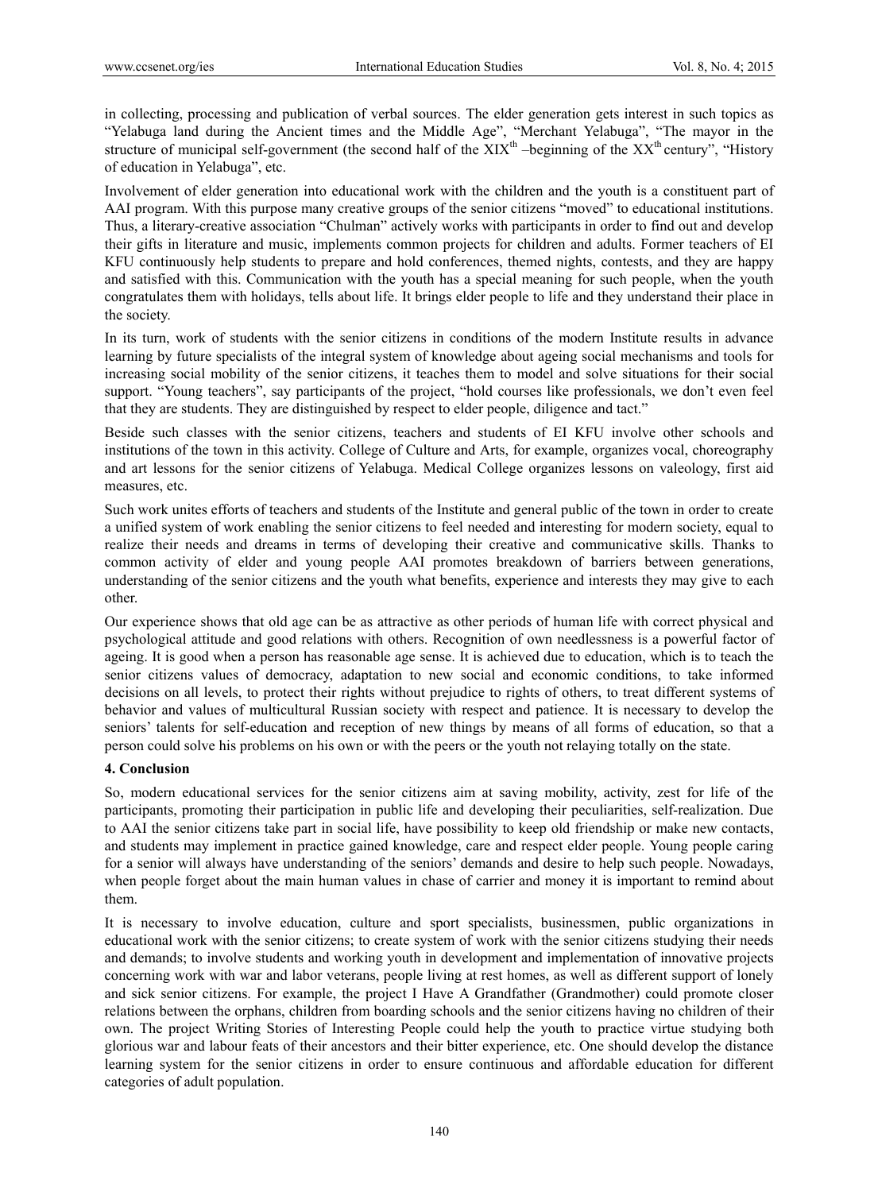in collecting, processing and publication of verbal sources. The elder generation gets interest in such topics as "Yelabuga land during the Ancient times and the Middle Age", "Merchant Yelabuga", "The mayor in the structure of municipal self-government (the second half of the XIX$^{th}$ –beginning of the XX$^{th}$ century", "History of education in Yelabuga", etc.

Involvement of elder generation into educational work with the children and the youth is a constituent part of AAI program. With this purpose many creative groups of the senior citizens "moved" to educational institutions. Thus, a literary-creative association "Chulman" actively works with participants in order to find out and develop their gifts in literature and music, implements common projects for children and adults. Former teachers of EI KFU continuously help students to prepare and hold conferences, themed nights, contests, and they are happy and satisfied with this. Communication with the youth has a special meaning for such people, when the youth congratulates them with holidays, tells about life. It brings elder people to life and they understand their place in the society.

In its turn, work of students with the senior citizens in conditions of the modern Institute results in advance learning by future specialists of the integral system of knowledge about ageing social mechanisms and tools for increasing social mobility of the senior citizens, it teaches them to model and solve situations for their social support. "Young teachers", say participants of the project, "hold courses like professionals, we don't even feel that they are students. They are distinguished by respect to elder people, diligence and tact."

Beside such classes with the senior citizens, teachers and students of EI KFU involve other schools and institutions of the town in this activity. College of Culture and Arts, for example, organizes vocal, choreography and art lessons for the senior citizens of Yelabuga. Medical College organizes lessons on valeology, first aid measures, etc.

Such work unites efforts of teachers and students of the Institute and general public of the town in order to create a unified system of work enabling the senior citizens to feel needed and interesting for modern society, equal to realize their needs and dreams in terms of developing their creative and communicative skills. Thanks to common activity of elder and young people AAI promotes breakdown of barriers between generations, understanding of the senior citizens and the youth what benefits, experience and interests they may give to each other.

Our experience shows that old age can be as attractive as other periods of human life with correct physical and psychological attitude and good relations with others. Recognition of own needlessness is a powerful factor of ageing. It is good when a person has reasonable age sense. It is achieved due to education, which is to teach the senior citizens values of democracy, adaptation to new social and economic conditions, to take informed decisions on all levels, to protect their rights without prejudice to rights of others, to treat different systems of behavior and values of multicultural Russian society with respect and patience. It is necessary to develop the seniors' talents for self-education and reception of new things by means of all forms of education, so that a person could solve his problems on his own or with the peers or the youth not relaying totally on the state.

## 4. Conclusion

So, modern educational services for the senior citizens aim at saving mobility, activity, zest for life of the participants, promoting their participation in public life and developing their peculiarities, self-realization. Due to AAI the senior citizens take part in social life, have possibility to keep old friendship or make new contacts, and students may implement in practice gained knowledge, care and respect elder people. Young people caring for a senior will always have understanding of the seniors' demands and desire to help such people. Nowadays, when people forget about the main human values in chase of carrier and money it is important to remind about them.

It is necessary to involve education, culture and sport specialists, businessmen, public organizations in educational work with the senior citizens; to create system of work with the senior citizens studying their needs and demands; to involve students and working youth in development and implementation of innovative projects concerning work with war and labor veterans, people living at rest homes, as well as different support of lonely and sick senior citizens. For example, the project I Have A Grandfather (Grandmother) could promote closer relations between the orphans, children from boarding schools and the senior citizens having no children of their own. The project Writing Stories of Interesting People could help the youth to practice virtue studying both glorious war and labour feats of their ancestors and their bitter experience, etc. One should develop the distance learning system for the senior citizens in order to ensure continuous and affordable education for different categories of adult population.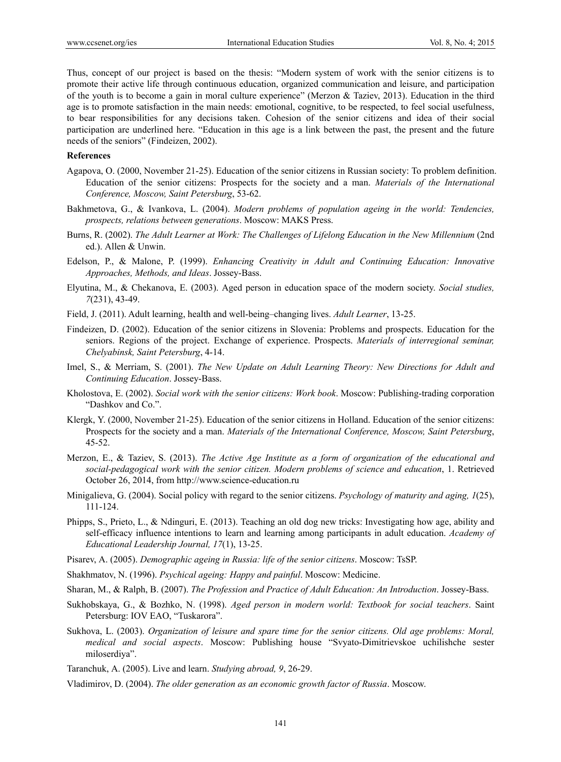Thus, concept of our project is based on the thesis: "Modern system of work with the senior citizens is to promote their active life through continuous education, organized communication and leisure, and participation of the youth is to become a gain in moral culture experience" (Merzon & Taziev, 2013). Education in the third age is to promote satisfaction in the main needs: emotional, cognitive, to be respected, to feel social usefulness, to bear responsibilities for any decisions taken. Cohesion of the senior citizens and idea of their social participation are underlined here. "Education in this age is a link between the past, the present and the future needs of the seniors" (Findeizen, 2002).

**References**

Agapova, O. (2000, November 21-25). Education of the senior citizens in Russian society: To problem definition. Education of the senior citizens: Prospects for the society and a man. *Materials of the International Conference, Moscow, Saint Petersburg*, 53-62.

Bakhmetova, G., & Ivankova, L. (2004). *Modern problems of population ageing in the world: Tendencies, prospects, relations between generations*. Moscow: MAKS Press.

Burns, R. (2002). *The Adult Learner at Work: The Challenges of Lifelong Education in the New Millennium* (2nd ed.). Allen & Unwin.

Edelson, P., & Malone, P. (1999). *Enhancing Creativity in Adult and Continuing Education: Innovative Approaches, Methods, and Ideas*. Jossey-Bass.

Elyutina, M., & Chekanova, E. (2003). Aged person in education space of the modern society. *Social studies, 7*(231), 43-49.

Field, J. (2011). Adult learning, health and well-being–changing lives. *Adult Learner*, 13-25.

Findeizen, D. (2002). Education of the senior citizens in Slovenia: Problems and prospects. Education for the seniors. Regions of the project. Exchange of experience. Prospects. *Materials of interregional seminar, Chelyabinsk, Saint Petersburg*, 4-14.

Imel, S., & Merriam, S. (2001). *The New Update on Adult Learning Theory: New Directions for Adult and Continuing Education*. Jossey-Bass.

Kholostova, E. (2002). *Social work with the senior citizens: Work book*. Moscow: Publishing-trading corporation "Dashkov and Co.".

Klergk, Y. (2000, November 21-25). Education of the senior citizens in Holland. Education of the senior citizens: Prospects for the society and a man. *Materials of the International Conference, Moscow, Saint Petersburg*, 45-52.

Merzon, E., & Taziev, S. (2013). *The Active Age Institute as a form of organization of the educational and social-pedagogical work with the senior citizen. Modern problems of science and education*, 1. Retrieved October 26, 2014, from http://www.science-education.ru

Minigalieva, G. (2004). Social policy with regard to the senior citizens. *Psychology of maturity and aging, 1*(25), 111-124.

Phipps, S., Prieto, L., & Ndinguri, E. (2013). Teaching an old dog new tricks: Investigating how age, ability and self-efficacy influence intentions to learn and learning among participants in adult education. *Academy of Educational Leadership Journal, 17*(1), 13-25.

Pisarev, A. (2005). *Demographic ageing in Russia: life of the senior citizens*. Moscow: TsSP.

Shakhmatov, N. (1996). *Psychical ageing: Happy and painful*. Moscow: Medicine.

Sharan, M., & Ralph, B. (2007). *The Profession and Practice of Adult Education: An Introduction*. Jossey-Bass.

Sukhobskaya, G., & Bozhko, N. (1998). *Aged person in modern world: Textbook for social teachers*. Saint Petersburg: IOV EAO, "Tuskarora".

Sukhova, L. (2003). *Organization of leisure and spare time for the senior citizens. Old age problems: Moral, medical and social aspects*. Moscow: Publishing house "Svyato-Dimitrievskoe uchilishche sester miloserdiya".

Taranchuk, A. (2005). Live and learn. *Studying abroad, 9*, 26-29.

Vladimirov, D. (2004). *The older generation as an economic growth factor of Russia*. Moscow.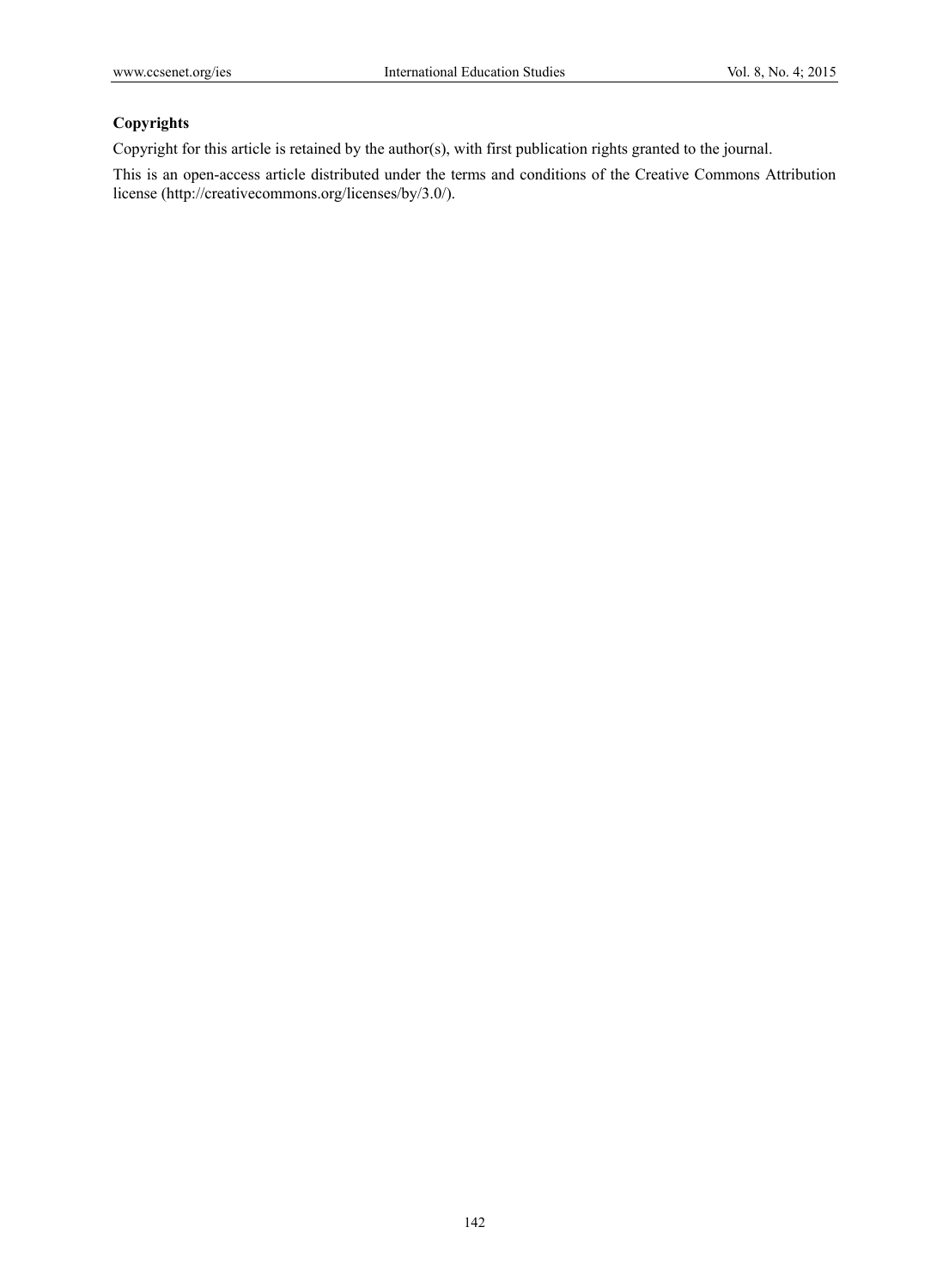## Copyrights

Copyright for this article is retained by the author(s), with first publication rights granted to the journal.

This is an open-access article distributed under the terms and conditions of the Creative Commons Attribution license (http://creativecommons.org/licenses/by/3.0/).